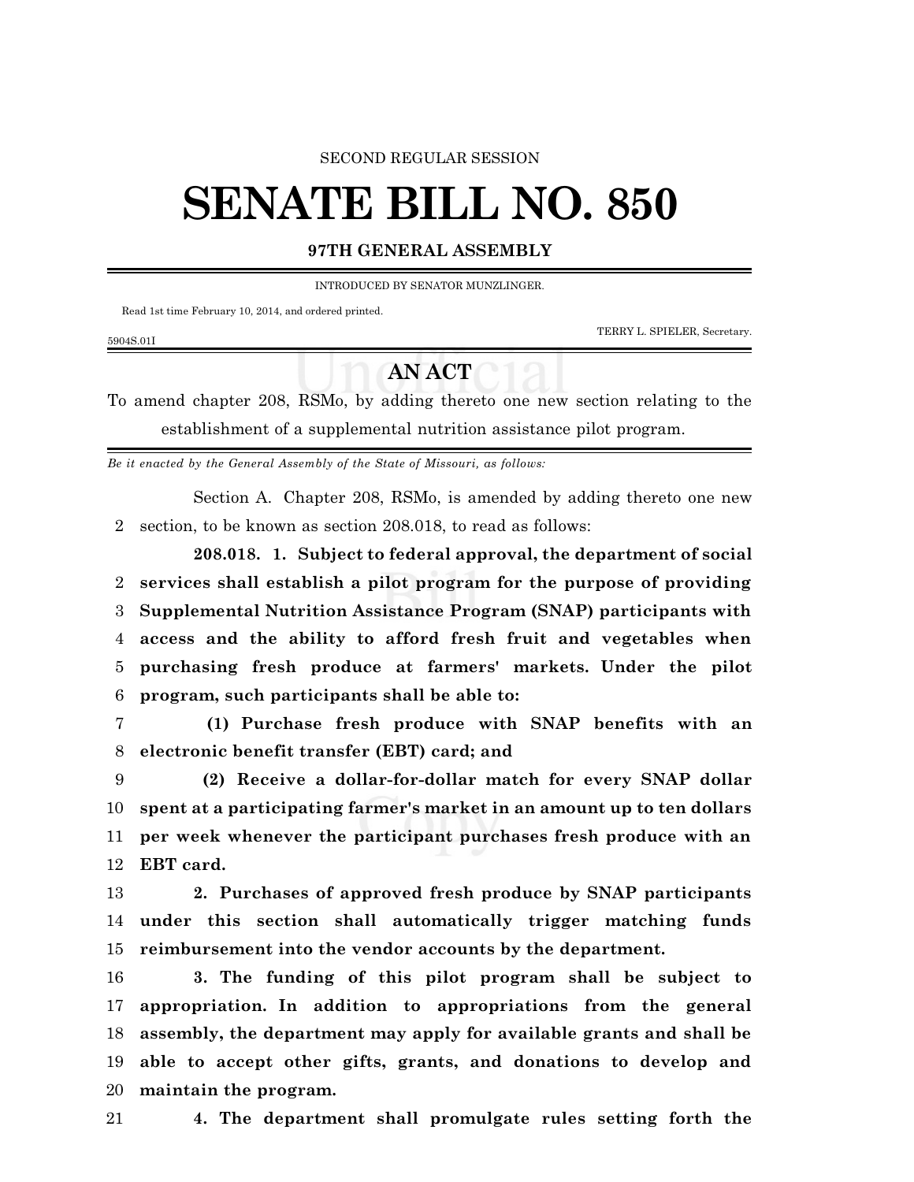SECOND REGULAR SESSION

# SENATE BILL NO. 850

**97TH GENERAL ASSEMBLY**

INTRODUCED BY SENATOR MUNZLINGER.

Read 1st time February 10, 2014, and ordered printed.

TERRY L. SPIELER, Secretary.

5904S.01I

## AN ACT

To amend chapter 208, RSMo, by adding thereto one new section relating to the establishment of a supplemental nutrition assistance pilot program.

*Be it enacted by the General Assembly of the State of Missouri, as follows:*

Section A. Chapter 208, RSMo, is amended by adding thereto one new section, to be known as section 208.018, to read as follows:

**208.018. 1. Subject to federal approval, the department of social services shall establish a pilot program for the purpose of providing Supplemental Nutrition Assistance Program (SNAP) participants with access and the ability to afford fresh fruit and vegetables when purchasing fresh produce at farmers' markets. Under the pilot program, such participants shall be able to:**

**(1) Purchase fresh produce with SNAP benefits with an electronic benefit transfer (EBT) card; and**

**(2) Receive a dollar-for-dollar match for every SNAP dollar spent at a participating farmer's market in an amount up to ten dollars per week whenever the participant purchases fresh produce with an EBT card.**

**2. Purchases of approved fresh produce by SNAP participants under this section shall automatically trigger matching funds reimbursement into the vendor accounts by the department.**

**3. The funding of this pilot program shall be subject to appropriation. In addition to appropriations from the general assembly, the department may apply for available grants and shall be able to accept other gifts, grants, and donations to develop and maintain the program.**

**4. The department shall promulgate rules setting forth the**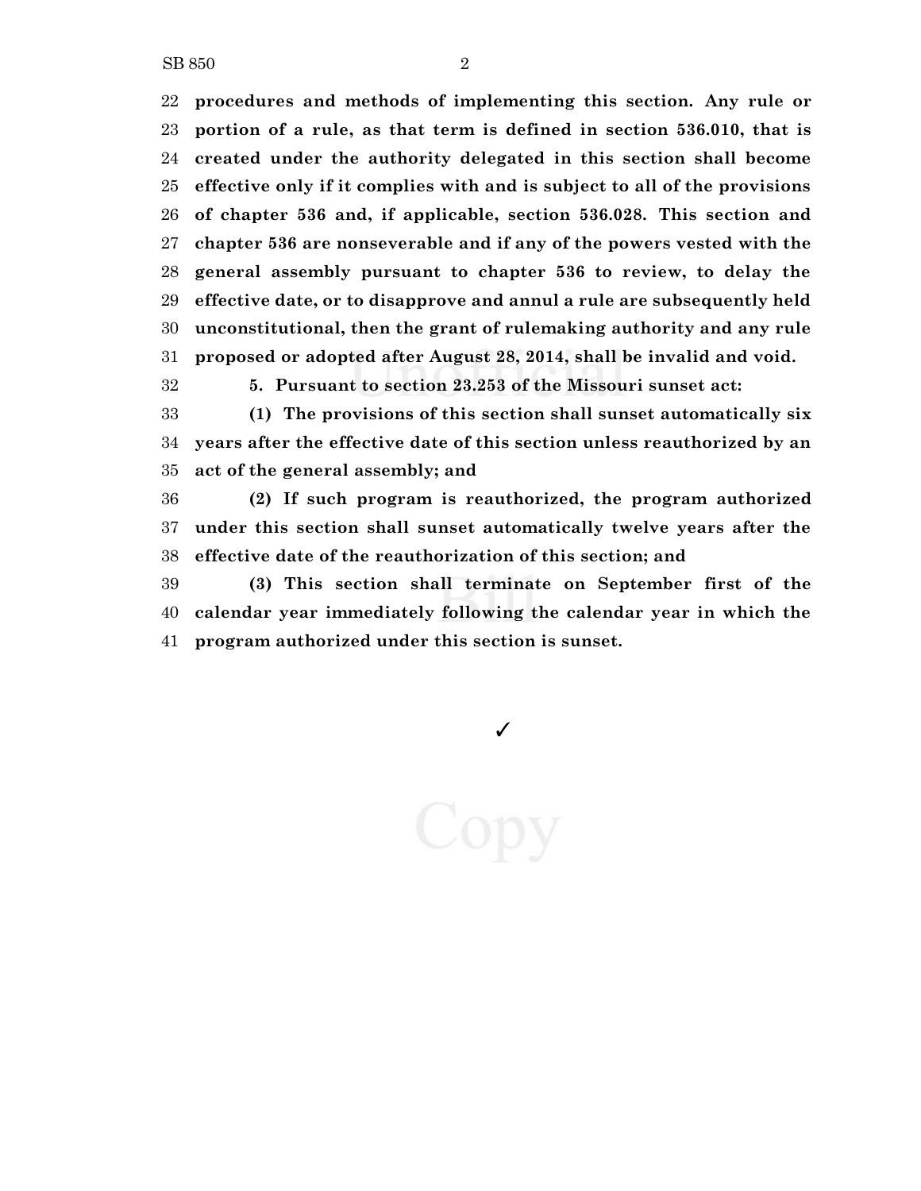**procedures and methods of implementing this section. Any rule or portion of a rule, as that term is defined in section 536.010, that is created under the authority delegated in this section shall become effective only if it complies with and is subject to all of the provisions of chapter 536 and, if applicable, section 536.028. This section and chapter 536 are nonseverable and if any of the powers vested with the general assembly pursuant to chapter 536 to review, to delay the effective date, or to disapprove and annul a rule are subsequently held unconstitutional, then the grant of rulemaking authority and any rule proposed or adopted after August 28, 2014, shall be invalid and void.**

**5. Pursuant to section 23.253 of the Missouri sunset act:**

**(1) The provisions of this section shall sunset automatically six years after the effective date of this section unless reauthorized by an act of the general assembly; and**

**(2) If such program is reauthorized, the program authorized under this section shall sunset automatically twelve years after the effective date of the reauthorization of this section; and**

**(3) This section shall terminate on September first of the calendar year immediately following the calendar year in which the program authorized under this section is sunset.**

✓